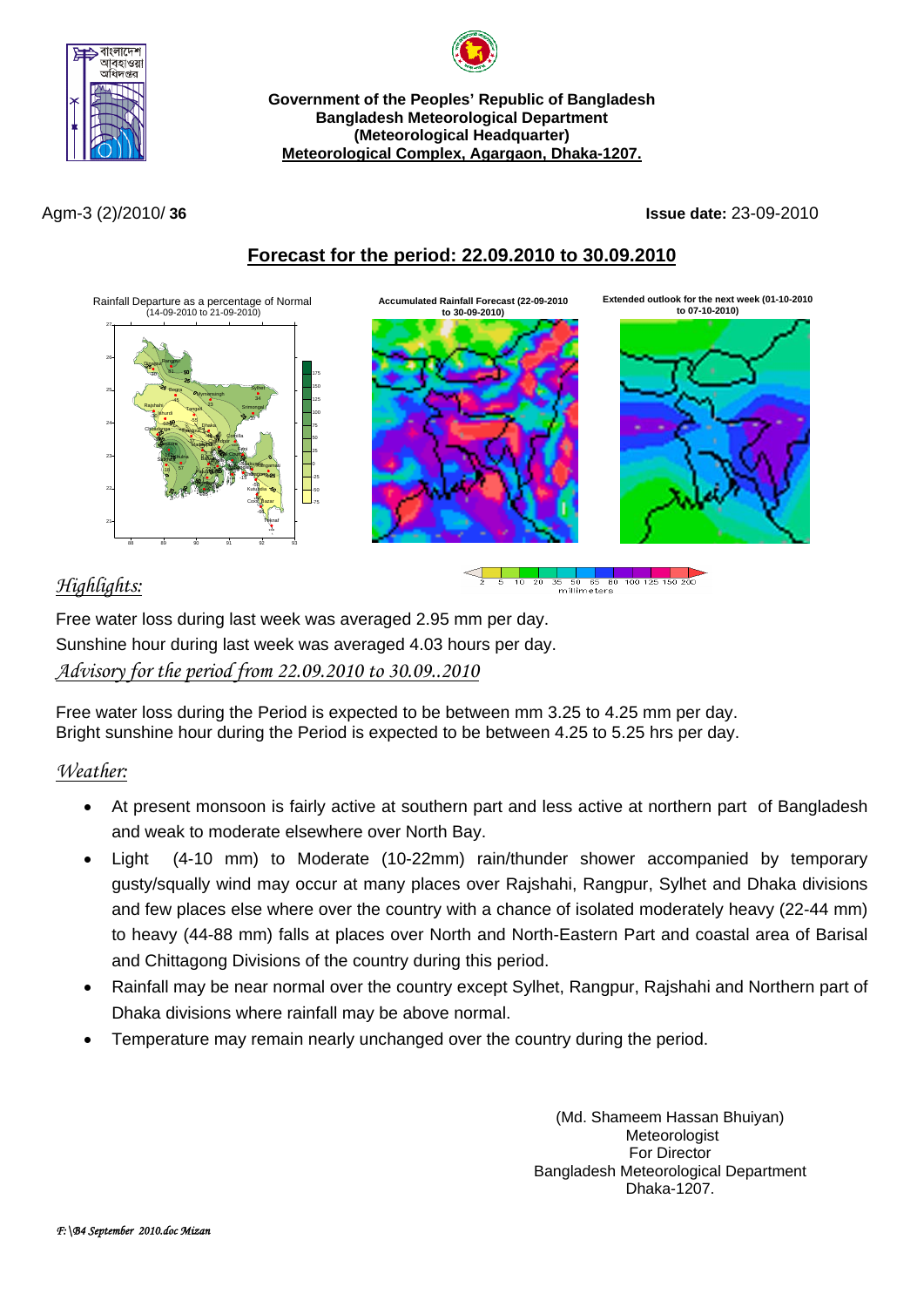**Government of the Peoples' Republic of Bangladesh**
**Bangladesh Meteorological Department**
**(Meteorological Headquarter)**
**Meteorological Complex, Agargaon, Dhaka-1207.**

Agm-3 (2)/2010/ **36**

**Issue date:** 23-09-2010

## Forecast for the period: 22.09.2010 to 30.09.2010

Rainfall Departure as a percentage of Normal (14-09-2010 to 21-09-2010)

**Accumulated Rainfall Forecast (22-09-2010 to 30-09-2010)**

**Extended outlook for the next week (01-10-2010 to 07-10-2010)**

2 5 10 20 35 50 65 80 100 125 150 200 millimeters

## *Highlights:*

Free water loss during last week was averaged 2.95 mm per day.
Sunshine hour during last week was averaged 4.03 hours per day.

*Advisory for the period from 22.09.2010 to 30.09..2010*

Free water loss during the Period is expected to be between mm 3.25 to 4.25 mm per day.
Bright sunshine hour during the Period is expected to be between 4.25 to 5.25 hrs per day.

## *Weather:*

- At present monsoon is fairly active at southern part and less active at northern part of Bangladesh and weak to moderate elsewhere over North Bay.
- Light (4-10 mm) to Moderate (10-22mm) rain/thunder shower accompanied by temporary gusty/squally wind may occur at many places over Rajshahi, Rangpur, Sylhet and Dhaka divisions and few places else where over the country with a chance of isolated moderately heavy (22-44 mm) to heavy (44-88 mm) falls at places over North and North-Eastern Part and coastal area of Barisal and Chittagong Divisions of the country during this period.
- Rainfall may be near normal over the country except Sylhet, Rangpur, Rajshahi and Northern part of Dhaka divisions where rainfall may be above normal.
- Temperature may remain nearly unchanged over the country during the period.

(Md. Shameem Hassan Bhuiyan)
Meteorologist
For Director
Bangladesh Meteorological Department
Dhaka-1207.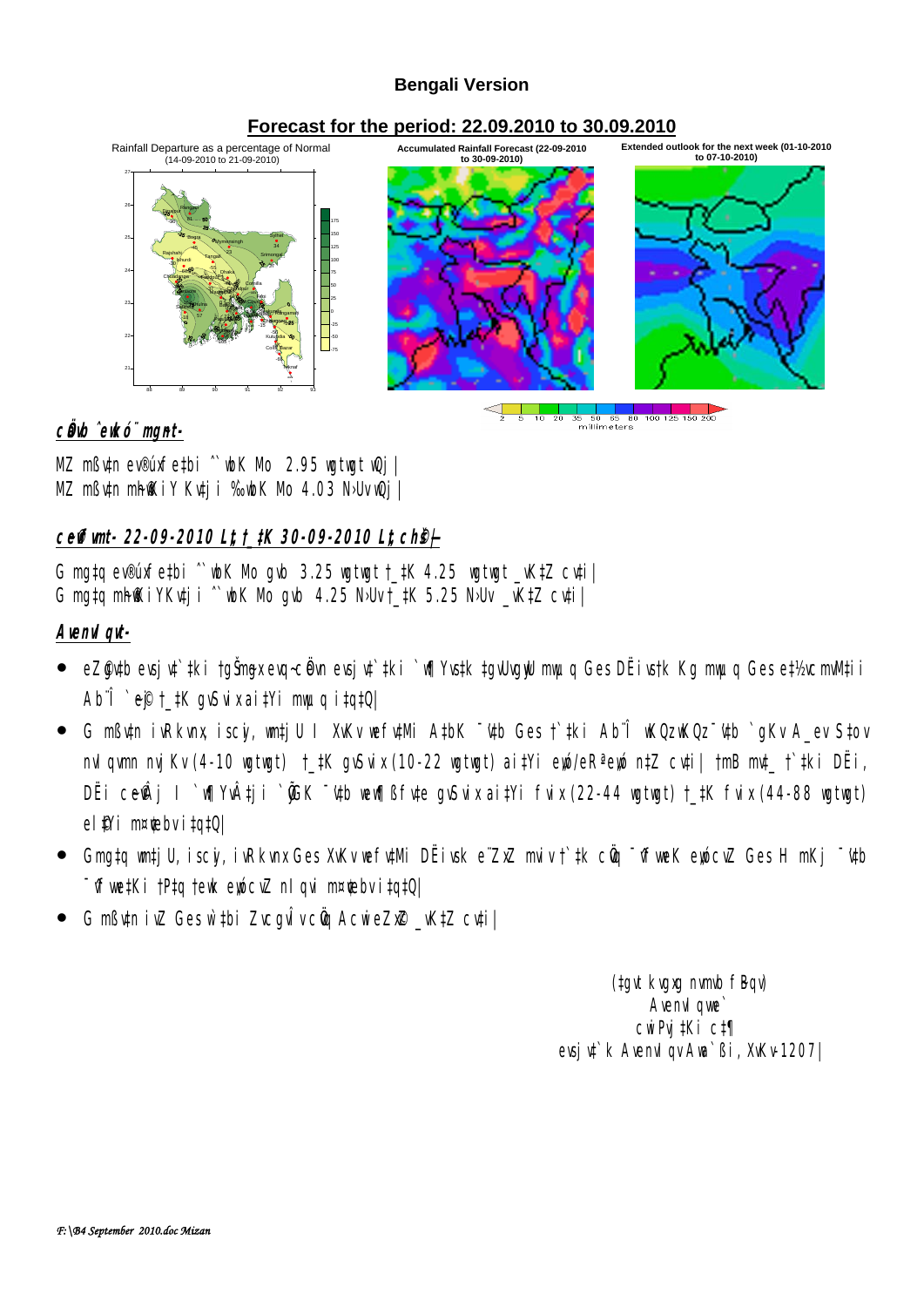**Bengali Version**

## Forecast for the period: 22.09.2010 to 30.09.2010

Rainfall Departure as a percentage of Normal (14-09-2010 to 21-09-2010)

**Accumulated Rainfall Forecast (22-09-2010 to 30-09-2010)**

**Extended outlook for the next week (01-10-2010 to 07-10-2010)**

2 5 10 20 35 50 65 80 100 125 150 200
millimeters

**c‚ÖÜb ˆewkó¨ mg‚n-**

MZ mßv‡n ev®úxfe‡bi ˆ`wbK Mo 2.95 wgtwgt wQj|
MZ mßv‡n mh©Ki‡Y Kv‡ji ‰`wbK Mo 4.03 N›Uv wQj|

**c‡ivgk©- 22-09-2010 Lªxt †_‡K 30-09-2010 Lªxt ch©š—**

G mg‡q ev®úxfe‡bi ˆ`wbK Mo gvb 3.25 wgtwgt †_‡K 4.25 wgtwgt _vK‡Z cv‡i|
G mg‡q mh©KiYKv‡ji ˆ`wbK Mo gvb 4.25 N›Uv †_‡K 5.25 N›Uv _vK‡Z cv‡i|

**Avenvl qv-**

- eZ©gv‡b evsjv‡`‡ki †gŠmyxevqy-c‡Öw evsjv‡`‡ki `w¶Yv‡k ‡gvUvgywU mwµq Ges DË‡ivs‡k Kg mwµq Ges e‡½vcmvM‡ii Ab¨Î `ye©j †_‡K gvSvix ai‡Yi mwµq i‡q‡Q|
- G mßv‡n iRkvnx, iscyi, wm‡jU I XvKv wefv‡Mi A‡bK ¯'v‡b Ges †`‡ki Ab¨Î wKQzwKQz ¯'v‡b `gKv A_ev S‡ov nvIqvmn nvjKv (4-10 wgtwgt) †_‡K gvSvix (10-22 wgtwgt) ai‡Yi ewó/eRªewó n‡Z cv‡i| †mB mv‡_ †`‡ki DËi, DËi ce©v‡j I `w¶Yv‡j `yGK ¯'v‡b wew¶ßfv‡e gvSvix ai‡Yi fvix (22-44 wgtwgt) †_‡K fvix (44-88 wgtwgt) el©‡Yi m¤¢vebv i‡q‡Q|
- Gmg‡q wm‡jU, iscyi, iRkvnx Ges XvKv wefv‡Mi DË‡ivsk e¨ZxZ mviv †`‡k cÖavb ¯'vfweK eyócvZ Ges H mKj ¯'v‡b ¯'vfwe‡Ki †P‡q †ewk eyócvZ nIqvi m¤¢vebv i‡q‡Q|
- G mßv‡n iv‡Z Ges w`‡bi ZvcgvÎv cÖvq AcwiewZ©Z _vK‡Z cv‡i|

(‡gvt kvgxg nvmvb f‚Bqv)
Avenvl qwe`
cwiPvj‡Ki c‡¶
evsjv‡`k Avenvl qvAwa`ßi, XvKv-1207|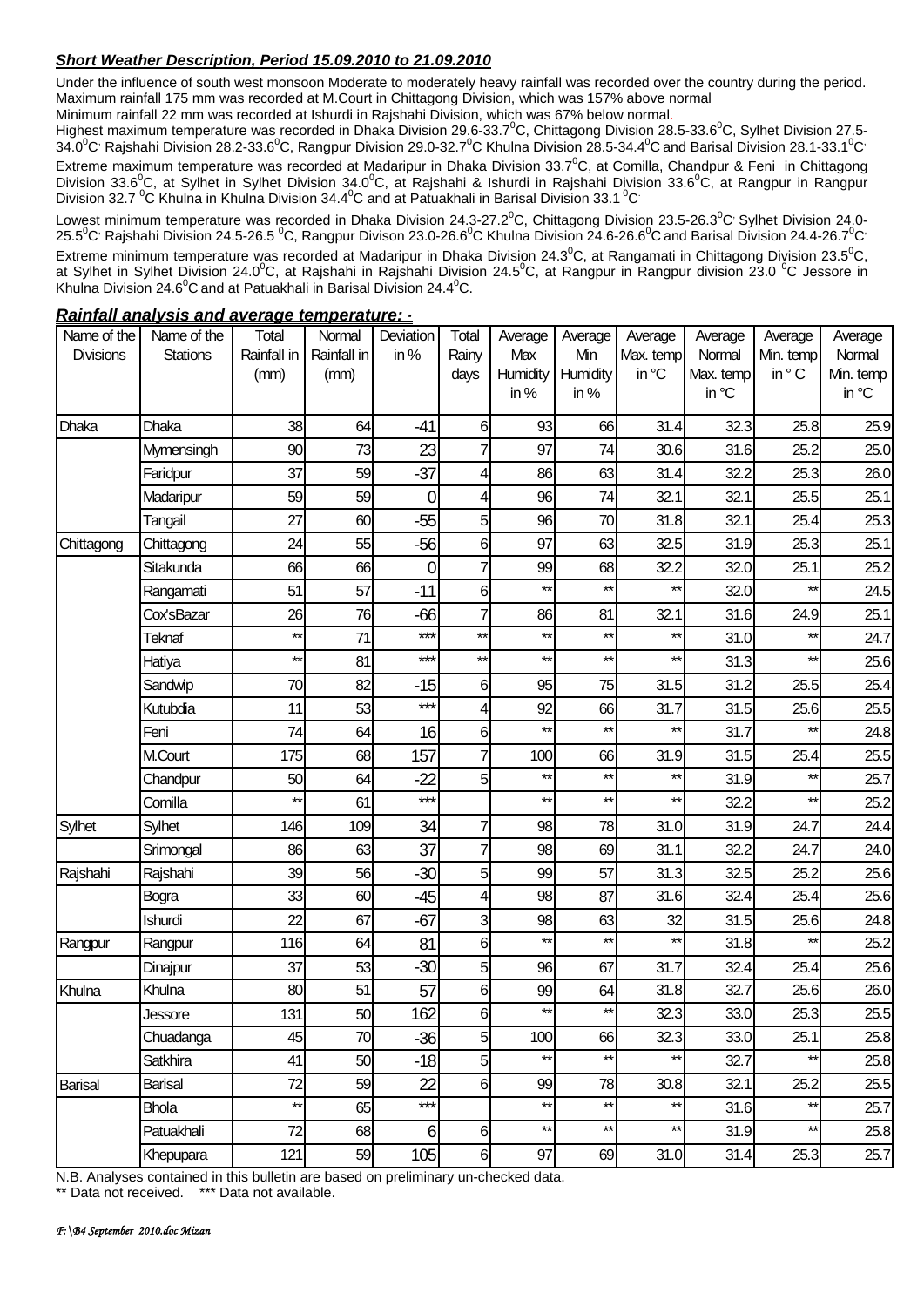***Short Weather Description, Period 15.09.2010 to 21.09.2010***

Under the influence of south west monsoon Moderate to moderately heavy rainfall was recorded over the country during the period.
Maximum rainfall 175 mm was recorded at M.Court in Chittagong Division, which was 157% above normal
Minimum rainfall 22 mm was recorded at Ishurdi in Rajshahi Division, which was 67% below normal.
Highest maximum temperature was recorded in Dhaka Division 29.6-33.7$^0$C, Chittagong Division 28.5-33.6$^0$C, Sylhet Division 27.5-34.0$^0$C, Rajshahi Division 28.2-33.6$^0$C, Rangpur Division 29.0-32.7$^0$C Khulna Division 28.5-34.4$^0$C and Barisal Division 28.1-33.1$^0$C.
Extreme maximum temperature was recorded at Madaripur in Dhaka Division 33.7$^0$C, at Comilla, Chandpur & Feni in Chittagong Division 33.6$^0$C, at Sylhet in Sylhet Division 34.0$^0$C, at Rajshahi & Ishurdi in Rajshahi Division 33.6$^0$C, at Rangpur in Rangpur Division 32.7 $^0$C Khulna in Khulna Division 34.4$^0$C and at Patuakhali in Barisal Division 33.1 $^0$C.

Lowest minimum temperature was recorded in Dhaka Division 24.3-27.2$^0$C, Chittagong Division 23.5-26.3$^0$C, Sylhet Division 24.0-25.5$^0$C, Rajshahi Division 24.5-26.5 $^0$C, Rangpur Divison 23.0-26.6$^0$C Khulna Division 24.6-26.6$^0$C and Barisal Division 24.4-26.7$^0$C.
Extreme minimum temperature was recorded at Madaripur in Dhaka Division 24.3$^0$C, at Rangamati in Chittagong Division 23.5$^0$C, at Sylhet in Sylhet Division 24.0$^0$C, at Rajshahi in Rajshahi Division 24.5$^0$C, at Rangpur in Rangpur division 23.0 $^0$C Jessore in Khulna Division 24.6$^0$C and at Patuakhali in Barisal Division 24.4$^0$C.

***Rainfall analysis and average temperature: -***

| Name of the Divisions | Name of the Stations | Total Rainfall in (mm) | Normal Rainfall in (mm) | Deviation in % | Total Rainy days | Average Max Humidity in % | Average Min Humidity in % | Average Max. temp in °C | Average Normal Max. temp in °C | Average Min. temp in ° C | Average Normal Min. temp in °C |
|---|---|---|---|---|---|---|---|---|---|---|---|
| Dhaka | Dhaka | 38 | 64 | -41 | 6 | 93 | 66 | 31.4 | 32.3 | 25.8 | 25.9 |
| | Mymensingh | 90 | 73 | 23 | 7 | 97 | 74 | 30.6 | 31.6 | 25.2 | 25.0 |
| | Faridpur | 37 | 59 | -37 | 4 | 86 | 63 | 31.4 | 32.2 | 25.3 | 26.0 |
| | Madaripur | 59 | 59 | 0 | 4 | 96 | 74 | 32.1 | 32.1 | 25.5 | 25.1 |
| | Tangail | 27 | 60 | -55 | 5 | 96 | 70 | 31.8 | 32.1 | 25.4 | 25.3 |
| Chittagong | Chittagong | 24 | 55 | -56 | 6 | 97 | 63 | 32.5 | 31.9 | 25.3 | 25.1 |
| | Sitakunda | 66 | 66 | 0 | 7 | 99 | 68 | 32.2 | 32.0 | 25.1 | 25.2 |
| | Rangamati | 51 | 57 | -11 | 6 | ** | ** | ** | 32.0 | ** | 24.5 |
| | Cox'sBazar | 26 | 76 | -66 | 7 | 86 | 81 | 32.1 | 31.6 | 24.9 | 25.1 |
| | Teknaf | ** | 71 | *** | ** | ** | ** | ** | 31.0 | ** | 24.7 |
| | Hatiya | ** | 81 | *** | ** | ** | ** | ** | 31.3 | ** | 25.6 |
| | Sandwip | 70 | 82 | -15 | 6 | 95 | 75 | 31.5 | 31.2 | 25.5 | 25.4 |
| | Kutubdia | 11 | 53 | *** | 4 | 92 | 66 | 31.7 | 31.5 | 25.6 | 25.5 |
| | Feni | 74 | 64 | 16 | 6 | ** | ** | ** | 31.7 | ** | 24.8 |
| | M.Court | 175 | 68 | 157 | 7 | 100 | 66 | 31.9 | 31.5 | 25.4 | 25.5 |
| | Chandpur | 50 | 64 | -22 | 5 | ** | ** | ** | 31.9 | ** | 25.7 |
| | Comilla | ** | 61 | *** | | ** | ** | ** | 32.2 | ** | 25.2 |
| Sylhet | Sylhet | 146 | 109 | 34 | 7 | 98 | 78 | 31.0 | 31.9 | 24.7 | 24.4 |
| | Srimongal | 86 | 63 | 37 | 7 | 98 | 69 | 31.1 | 32.2 | 24.7 | 24.0 |
| Rajshahi | Rajshahi | 39 | 56 | -30 | 5 | 99 | 57 | 31.3 | 32.5 | 25.2 | 25.6 |
| | Bogra | 33 | 60 | -45 | 4 | 98 | 87 | 31.6 | 32.4 | 25.4 | 25.6 |
| | Ishurdi | 22 | 67 | -67 | 3 | 98 | 63 | 32 | 31.5 | 25.6 | 24.8 |
| Rangpur | Rangpur | 116 | 64 | 81 | 6 | ** | ** | ** | 31.8 | ** | 25.2 |
| | Dinajpur | 37 | 53 | -30 | 5 | 96 | 67 | 31.7 | 32.4 | 25.4 | 25.6 |
| Khulna | Khulna | 80 | 51 | 57 | 6 | 99 | 64 | 31.8 | 32.7 | 25.6 | 26.0 |
| | Jessore | 131 | 50 | 162 | 6 | ** | ** | 32.3 | 33.0 | 25.3 | 25.5 |
| | Chuadanga | 45 | 70 | -36 | 5 | 100 | 66 | 32.3 | 33.0 | 25.1 | 25.8 |
| | Satkhira | 41 | 50 | -18 | 5 | ** | ** | ** | 32.7 | ** | 25.8 |
| Barisal | Barisal | 72 | 59 | 22 | 6 | 99 | 78 | 30.8 | 32.1 | 25.2 | 25.5 |
| | Bhola | ** | 65 | *** | | ** | ** | ** | 31.6 | ** | 25.7 |
| | Patuakhali | 72 | 68 | 6 | 6 | ** | ** | ** | 31.9 | ** | 25.8 |
| | Khepupara | 121 | 59 | 105 | 6 | 97 | 69 | 31.0 | 31.4 | 25.3 | 25.7 |

N.B. Analyses contained in this bulletin are based on preliminary un-checked data.
** Data not received. *** Data not available.

*F:\B4 September 2010.doc Mizan*